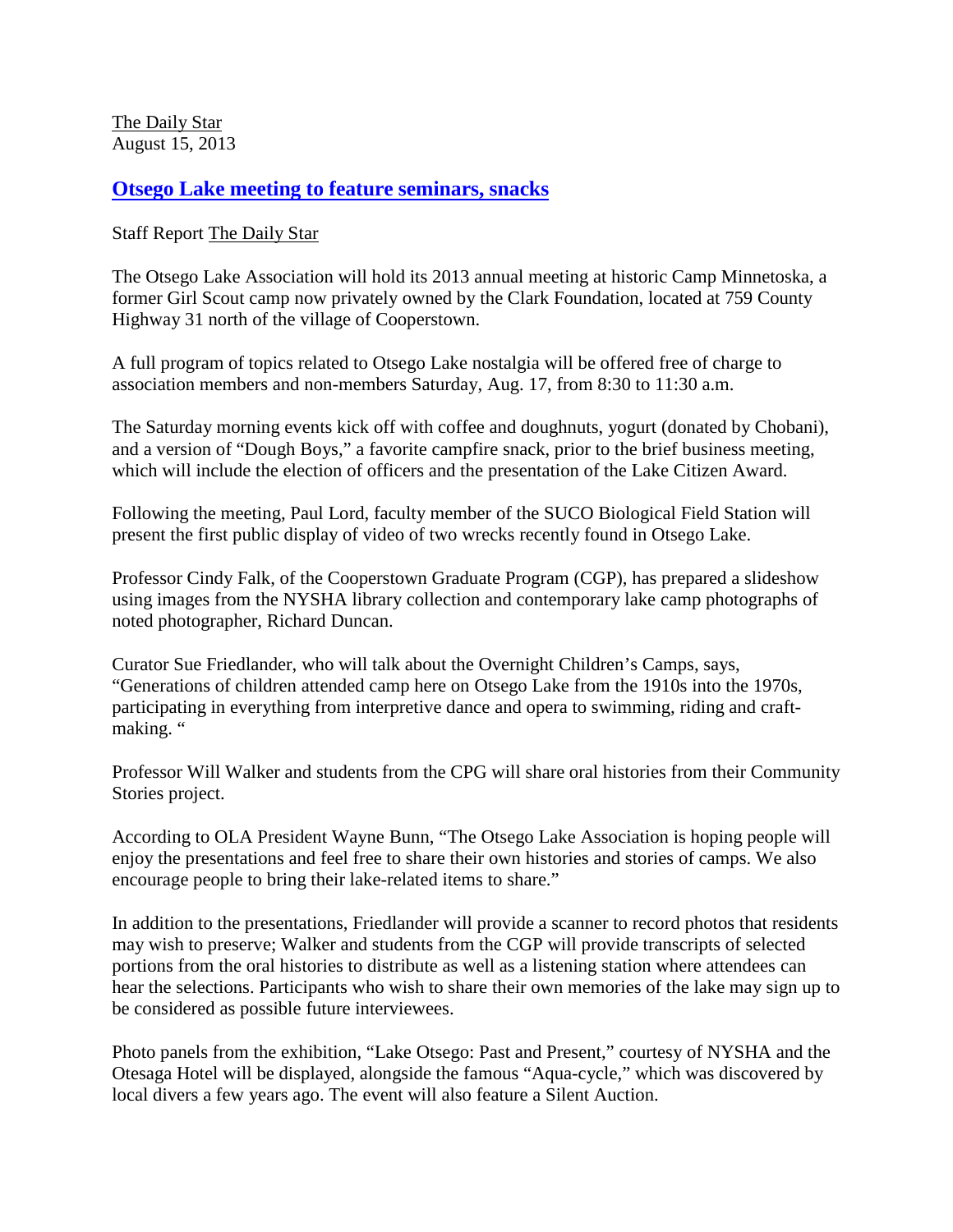The Daily Star
August 15, 2013

## Otsego Lake meeting to feature seminars, snacks

Staff Report The Daily Star

The Otsego Lake Association will hold its 2013 annual meeting at historic Camp Minnetoska, a former Girl Scout camp now privately owned by the Clark Foundation, located at 759 County Highway 31 north of the village of Cooperstown.

A full program of topics related to Otsego Lake nostalgia will be offered free of charge to association members and non-members Saturday, Aug. 17, from 8:30 to 11:30 a.m.

The Saturday morning events kick off with coffee and doughnuts, yogurt (donated by Chobani), and a version of "Dough Boys," a favorite campfire snack, prior to the brief business meeting, which will include the election of officers and the presentation of the Lake Citizen Award.

Following the meeting, Paul Lord, faculty member of the SUCO Biological Field Station will present the first public display of video of two wrecks recently found in Otsego Lake.

Professor Cindy Falk, of the Cooperstown Graduate Program (CGP), has prepared a slideshow using images from the NYSHA library collection and contemporary lake camp photographs of noted photographer, Richard Duncan.

Curator Sue Friedlander, who will talk about the Overnight Children's Camps, says, "Generations of children attended camp here on Otsego Lake from the 1910s into the 1970s, participating in everything from interpretive dance and opera to swimming, riding and craft-making. "

Professor Will Walker and students from the CPG will share oral histories from their Community Stories project.

According to OLA President Wayne Bunn, "The Otsego Lake Association is hoping people will enjoy the presentations and feel free to share their own histories and stories of camps. We also encourage people to bring their lake-related items to share."

In addition to the presentations, Friedlander will provide a scanner to record photos that residents may wish to preserve; Walker and students from the CGP will provide transcripts of selected portions from the oral histories to distribute as well as a listening station where attendees can hear the selections. Participants who wish to share their own memories of the lake may sign up to be considered as possible future interviewees.

Photo panels from the exhibition, "Lake Otsego: Past and Present," courtesy of NYSHA and the Otesaga Hotel will be displayed, alongside the famous "Aqua-cycle," which was discovered by local divers a few years ago. The event will also feature a Silent Auction.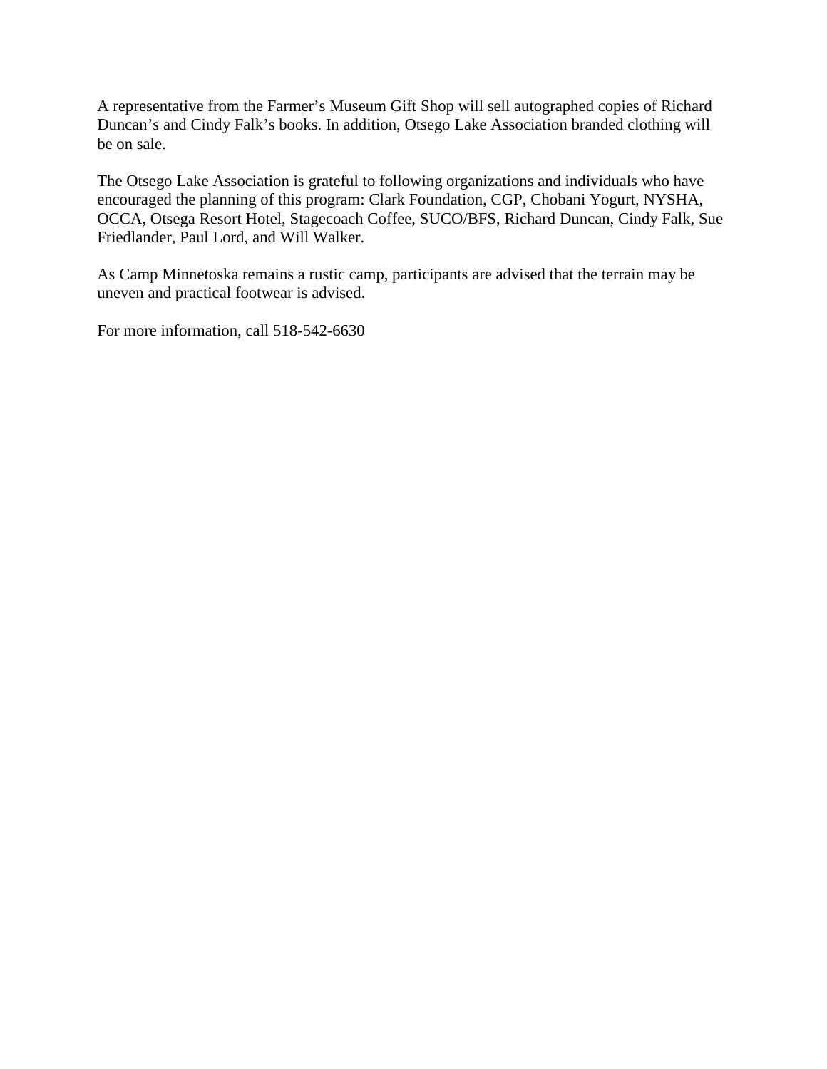A representative from the Farmer's Museum Gift Shop will sell autographed copies of Richard Duncan's and Cindy Falk's books. In addition, Otsego Lake Association branded clothing will be on sale.

The Otsego Lake Association is grateful to following organizations and individuals who have encouraged the planning of this program: Clark Foundation, CGP, Chobani Yogurt, NYSHA, OCCA, Otsega Resort Hotel, Stagecoach Coffee, SUCO/BFS, Richard Duncan, Cindy Falk, Sue Friedlander, Paul Lord, and Will Walker.

As Camp Minnetoska remains a rustic camp, participants are advised that the terrain may be uneven and practical footwear is advised.

For more information, call 518-542-6630